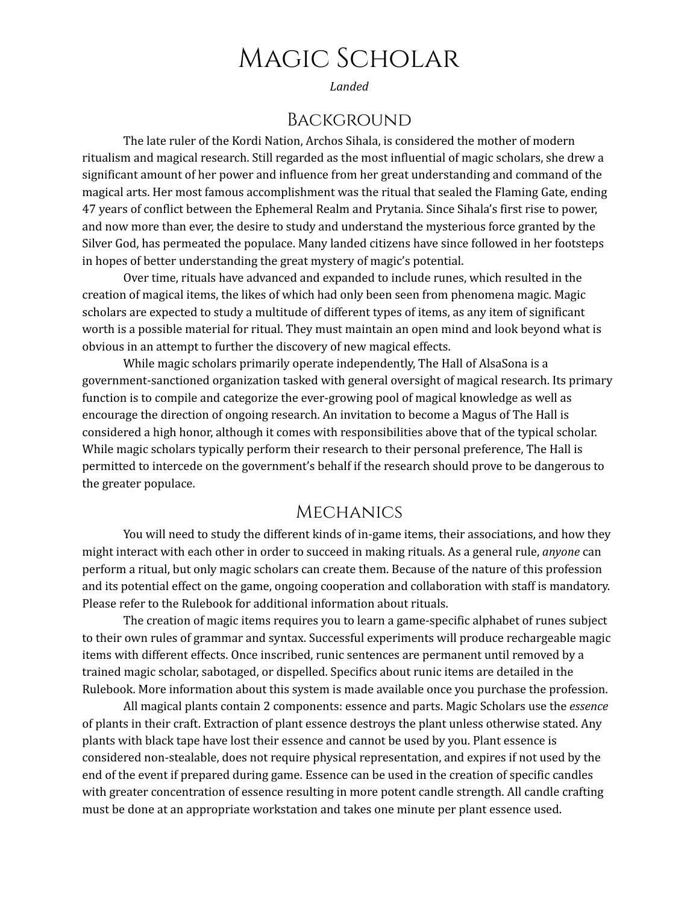# Magic Scholar

*Landed*

## Background

The late ruler of the Kordi Nation, Archos Sihala, is considered the mother of modern ritualism and magical research. Still regarded as the most influential of magic scholars, she drew a significant amount of her power and influence from her great understanding and command of the magical arts. Her most famous accomplishment was the ritual that sealed the Flaming Gate, ending 47 years of conflict between the Ephemeral Realm and Prytania. Since Sihala's first rise to power, and now more than ever, the desire to study and understand the mysterious force granted by the Silver God, has permeated the populace. Many landed citizens have since followed in her footsteps in hopes of better understanding the great mystery of magic's potential.

Over time, rituals have advanced and expanded to include runes, which resulted in the creation of magical items, the likes of which had only been seen from phenomena magic. Magic scholars are expected to study a multitude of different types of items, as any item of significant worth is a possible material for ritual. They must maintain an open mind and look beyond what is obvious in an attempt to further the discovery of new magical effects.

While magic scholars primarily operate independently, The Hall of AlsaSona is a government-sanctioned organization tasked with general oversight of magical research. Its primary function is to compile and categorize the ever-growing pool of magical knowledge as well as encourage the direction of ongoing research. An invitation to become a Magus of The Hall is considered a high honor, although it comes with responsibilities above that of the typical scholar. While magic scholars typically perform their research to their personal preference, The Hall is permitted to intercede on the government's behalf if the research should prove to be dangerous to the greater populace.

## Mechanics

You will need to study the different kinds of in-game items, their associations, and how they might interact with each other in order to succeed in making rituals. As a general rule, *anyone* can perform a ritual, but only magic scholars can create them. Because of the nature of this profession and its potential effect on the game, ongoing cooperation and collaboration with staff is mandatory. Please refer to the Rulebook for additional information about rituals.

The creation of magic items requires you to learn a game-specific alphabet of runes subject to their own rules of grammar and syntax. Successful experiments will produce rechargeable magic items with different effects. Once inscribed, runic sentences are permanent until removed by a trained magic scholar, sabotaged, or dispelled. Specifics about runic items are detailed in the Rulebook. More information about this system is made available once you purchase the profession.

All magical plants contain 2 components: essence and parts. Magic Scholars use the *essence* of plants in their craft. Extraction of plant essence destroys the plant unless otherwise stated. Any plants with black tape have lost their essence and cannot be used by you. Plant essence is considered non-stealable, does not require physical representation, and expires if not used by the end of the event if prepared during game. Essence can be used in the creation of specific candles with greater concentration of essence resulting in more potent candle strength. All candle crafting must be done at an appropriate workstation and takes one minute per plant essence used.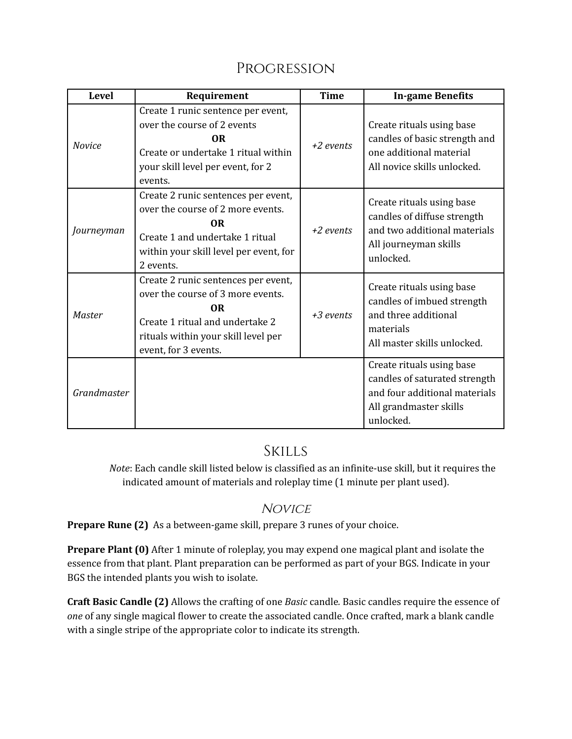# Progression

| Level | Requirement | Time | In-game Benefits |
|---|---|---|---|
| *Novice* | Create 1 runic sentence per event, over the course of 2 events<br>**OR**<br>Create or undertake 1 ritual within your skill level per event, for 2 events. | *+2 events* | Create rituals using base candles of basic strength and one additional material<br>All novice skills unlocked. |
| *Journeyman* | Create 2 runic sentences per event, over the course of 2 more events.<br>**OR**<br>Create 1 and undertake 1 ritual within your skill level per event, for 2 events. | *+2 events* | Create rituals using base candles of diffuse strength and two additional materials<br>All journeyman skills unlocked. |
| *Master* | Create 2 runic sentences per event, over the course of 3 more events.<br>**OR**<br>Create 1 ritual and undertake 2 rituals within your skill level per event, for 3 events. | *+3 events* | Create rituals using base candles of imbued strength and three additional materials<br>All master skills unlocked. |
| *Grandmaster* | | | Create rituals using base candles of saturated strength and four additional materials<br>All grandmaster skills unlocked. |

# Skills

*Note*: Each candle skill listed below is classified as an infinite-use skill, but it requires the indicated amount of materials and roleplay time (1 minute per plant used).

## *Novice*

**Prepare Rune (2)** As a between-game skill, prepare 3 runes of your choice.

**Prepare Plant (0)** After 1 minute of roleplay, you may expend one magical plant and isolate the essence from that plant. Plant preparation can be performed as part of your BGS. Indicate in your BGS the intended plants you wish to isolate.

**Craft Basic Candle (2)** Allows the crafting of one *Basic* candle*.* Basic candles require the essence of *one* of any single magical flower to create the associated candle. Once crafted, mark a blank candle with a single stripe of the appropriate color to indicate its strength.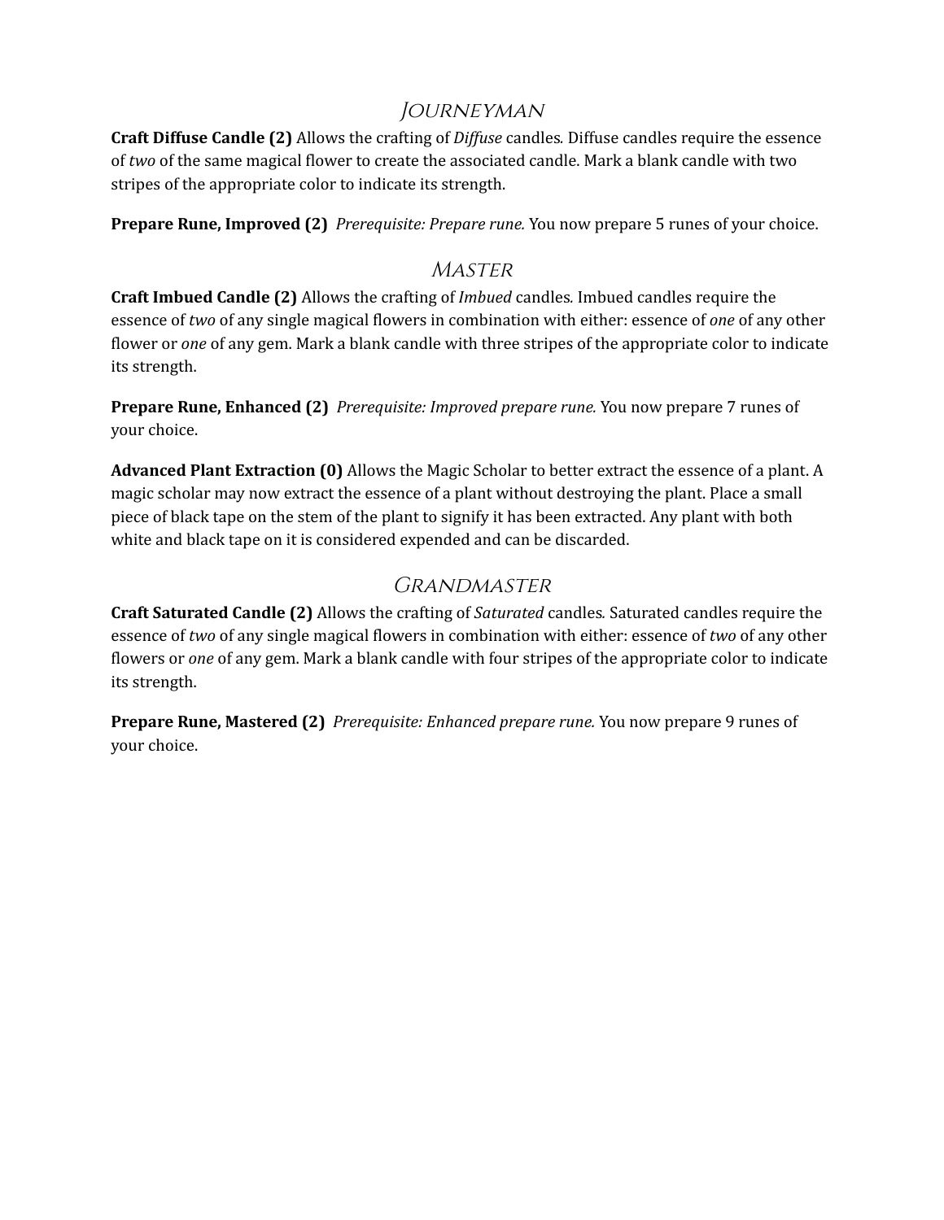## Journeyman

**Craft Diffuse Candle (2)** Allows the crafting of *Diffuse* candles*.* Diffuse candles require the essence of *two* of the same magical flower to create the associated candle. Mark a blank candle with two stripes of the appropriate color to indicate its strength.

**Prepare Rune, Improved (2)** *Prerequisite: Prepare rune.* You now prepare 5 runes of your choice.

## Master

**Craft Imbued Candle (2)** Allows the crafting of *Imbued* candles*.* Imbued candles require the essence of *two* of any single magical flowers in combination with either: essence of *one* of any other flower or *one* of any gem. Mark a blank candle with three stripes of the appropriate color to indicate its strength.

**Prepare Rune, Enhanced (2)** *Prerequisite: Improved prepare rune.* You now prepare 7 runes of your choice.

**Advanced Plant Extraction (0)** Allows the Magic Scholar to better extract the essence of a plant. A magic scholar may now extract the essence of a plant without destroying the plant. Place a small piece of black tape on the stem of the plant to signify it has been extracted. Any plant with both white and black tape on it is considered expended and can be discarded.

## Grandmaster

**Craft Saturated Candle (2)** Allows the crafting of *Saturated* candles*.* Saturated candles require the essence of *two* of any single magical flowers in combination with either: essence of *two* of any other flowers or *one* of any gem. Mark a blank candle with four stripes of the appropriate color to indicate its strength.

**Prepare Rune, Mastered (2)** *Prerequisite: Enhanced prepare rune.* You now prepare 9 runes of your choice.